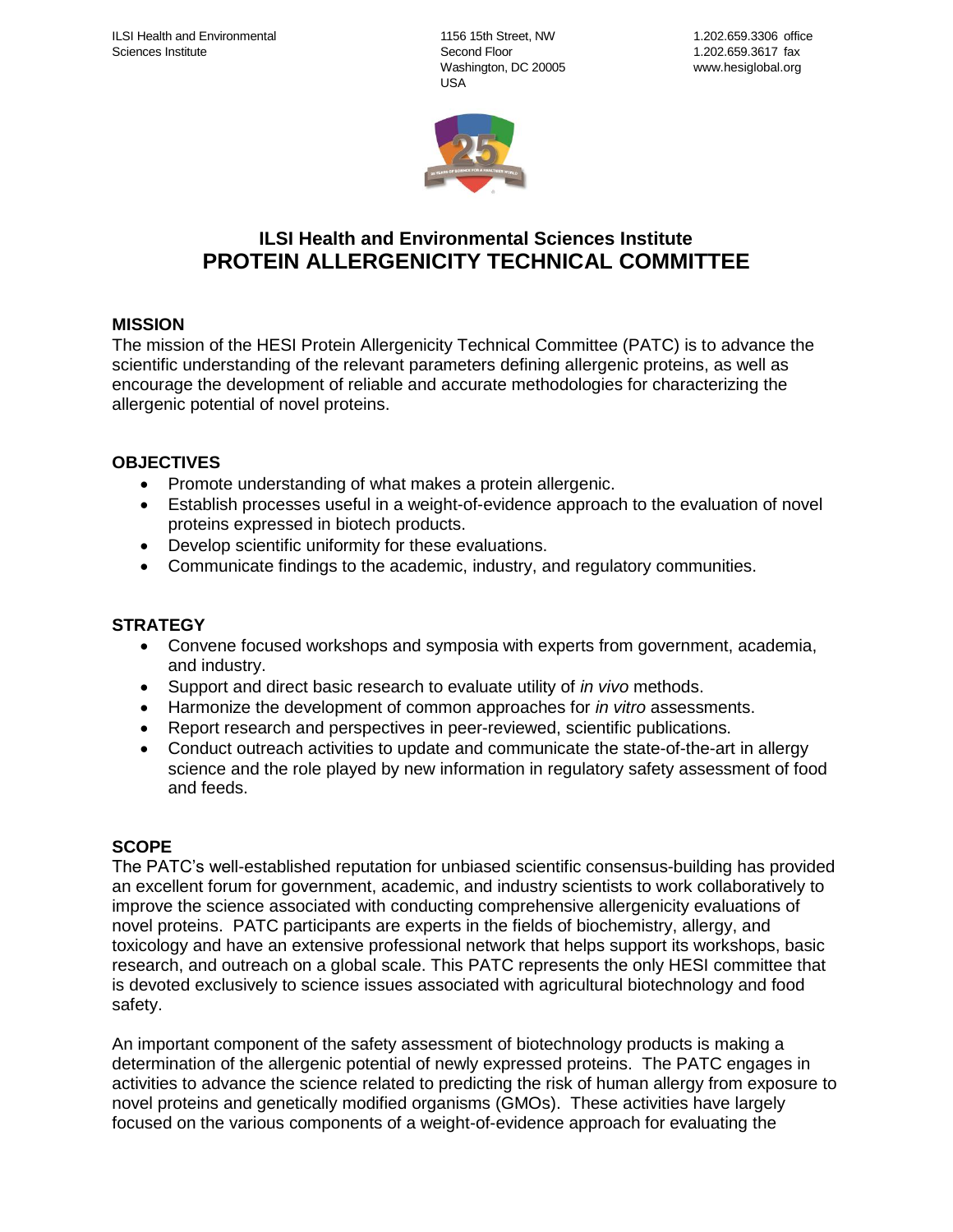ILSI Health and Environmental Sciences Institute

1156 15th Street, NW
Second Floor
Washington, DC 20005
USA

1.202.659.3306 office
1.202.659.3617 fax
www.hesiglobal.org

# ILSI Health and Environmental Sciences Institute
# PROTEIN ALLERGENICITY TECHNICAL COMMITTEE

## MISSION

The mission of the HESI Protein Allergenicity Technical Committee (PATC) is to advance the scientific understanding of the relevant parameters defining allergenic proteins, as well as encourage the development of reliable and accurate methodologies for characterizing the allergenic potential of novel proteins.

## OBJECTIVES

- Promote understanding of what makes a protein allergenic.
- Establish processes useful in a weight-of-evidence approach to the evaluation of novel proteins expressed in biotech products.
- Develop scientific uniformity for these evaluations.
- Communicate findings to the academic, industry, and regulatory communities.

## STRATEGY

- Convene focused workshops and symposia with experts from government, academia, and industry.
- Support and direct basic research to evaluate utility of *in vivo* methods.
- Harmonize the development of common approaches for *in vitro* assessments.
- Report research and perspectives in peer-reviewed, scientific publications.
- Conduct outreach activities to update and communicate the state-of-the-art in allergy science and the role played by new information in regulatory safety assessment of food and feeds.

## SCOPE

The PATC's well-established reputation for unbiased scientific consensus-building has provided an excellent forum for government, academic, and industry scientists to work collaboratively to improve the science associated with conducting comprehensive allergenicity evaluations of novel proteins. PATC participants are experts in the fields of biochemistry, allergy, and toxicology and have an extensive professional network that helps support its workshops, basic research, and outreach on a global scale. This PATC represents the only HESI committee that is devoted exclusively to science issues associated with agricultural biotechnology and food safety.

An important component of the safety assessment of biotechnology products is making a determination of the allergenic potential of newly expressed proteins. The PATC engages in activities to advance the science related to predicting the risk of human allergy from exposure to novel proteins and genetically modified organisms (GMOs). These activities have largely focused on the various components of a weight-of-evidence approach for evaluating the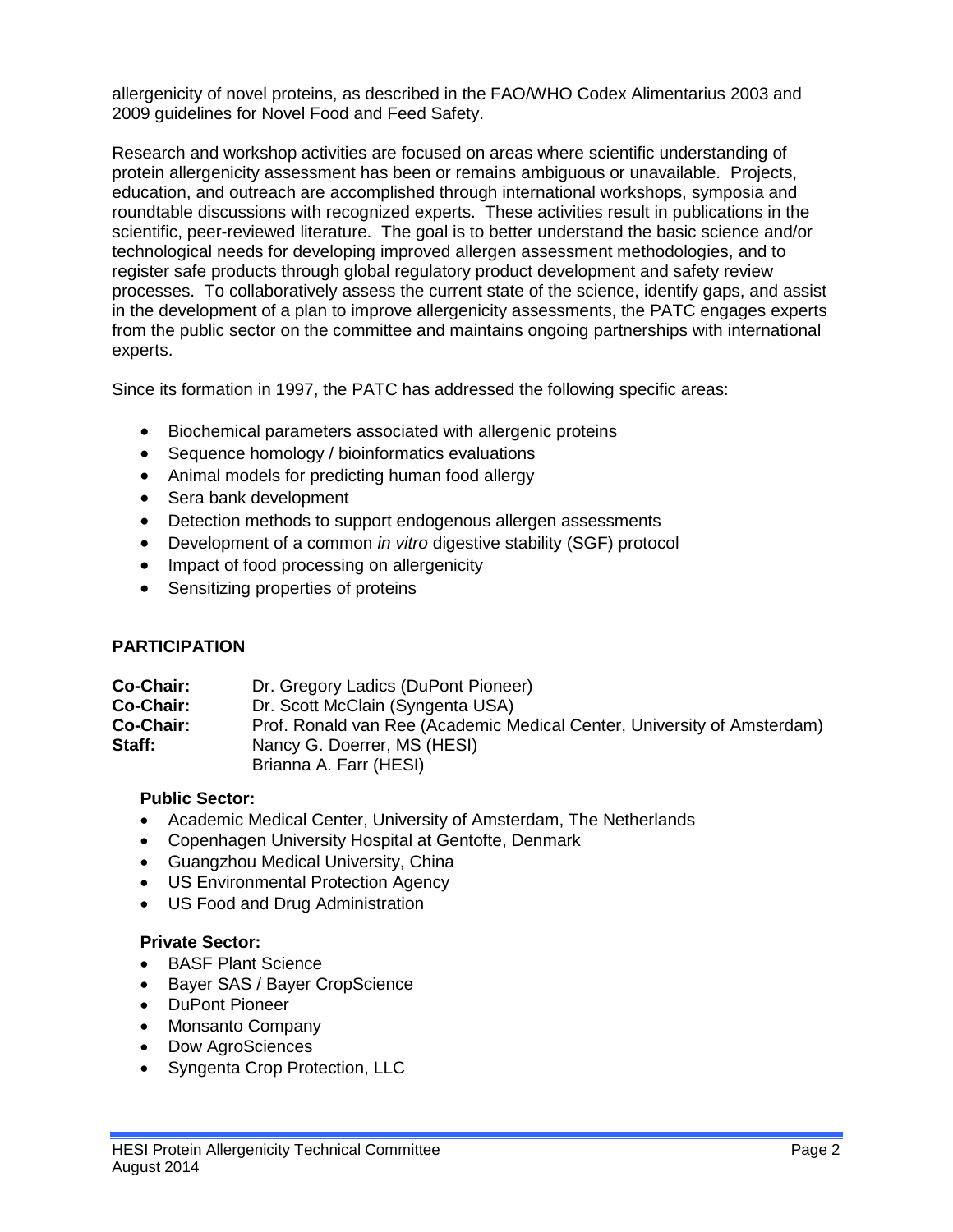allergenicity of novel proteins, as described in the FAO/WHO Codex Alimentarius 2003 and 2009 guidelines for Novel Food and Feed Safety.

Research and workshop activities are focused on areas where scientific understanding of protein allergenicity assessment has been or remains ambiguous or unavailable. Projects, education, and outreach are accomplished through international workshops, symposia and roundtable discussions with recognized experts. These activities result in publications in the scientific, peer-reviewed literature. The goal is to better understand the basic science and/or technological needs for developing improved allergen assessment methodologies, and to register safe products through global regulatory product development and safety review processes. To collaboratively assess the current state of the science, identify gaps, and assist in the development of a plan to improve allergenicity assessments, the PATC engages experts from the public sector on the committee and maintains ongoing partnerships with international experts.

Since its formation in 1997, the PATC has addressed the following specific areas:

- Biochemical parameters associated with allergenic proteins
- Sequence homology / bioinformatics evaluations
- Animal models for predicting human food allergy
- Sera bank development
- Detection methods to support endogenous allergen assessments
- Development of a common *in vitro* digestive stability (SGF) protocol
- Impact of food processing on allergenicity
- Sensitizing properties of proteins

## PARTICIPATION

**Co-Chair:** Dr. Gregory Ladics (DuPont Pioneer)
**Co-Chair:** Dr. Scott McClain (Syngenta USA)
**Co-Chair:** Prof. Ronald van Ree (Academic Medical Center, University of Amsterdam)
**Staff:** Nancy G. Doerrer, MS (HESI)
Brianna A. Farr (HESI)

**Public Sector:**

- Academic Medical Center, University of Amsterdam, The Netherlands
- Copenhagen University Hospital at Gentofte, Denmark
- Guangzhou Medical University, China
- US Environmental Protection Agency
- US Food and Drug Administration

**Private Sector:**

- BASF Plant Science
- Bayer SAS / Bayer CropScience
- DuPont Pioneer
- Monsanto Company
- Dow AgroSciences
- Syngenta Crop Protection, LLC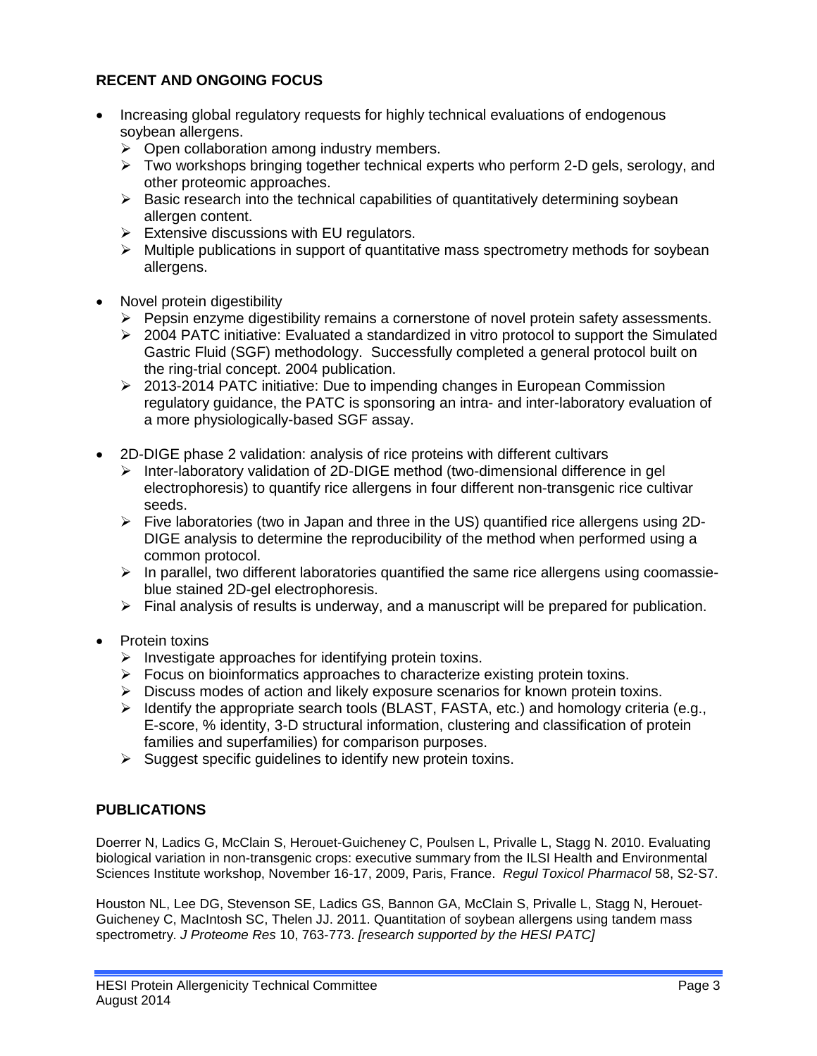## RECENT AND ONGOING FOCUS

- Increasing global regulatory requests for highly technical evaluations of endogenous soybean allergens.
  - Open collaboration among industry members.
  - Two workshops bringing together technical experts who perform 2-D gels, serology, and other proteomic approaches.
  - Basic research into the technical capabilities of quantitatively determining soybean allergen content.
  - Extensive discussions with EU regulators.
  - Multiple publications in support of quantitative mass spectrometry methods for soybean allergens.
- Novel protein digestibility
  - Pepsin enzyme digestibility remains a cornerstone of novel protein safety assessments.
  - 2004 PATC initiative: Evaluated a standardized in vitro protocol to support the Simulated Gastric Fluid (SGF) methodology. Successfully completed a general protocol built on the ring-trial concept. 2004 publication.
  - 2013-2014 PATC initiative: Due to impending changes in European Commission regulatory guidance, the PATC is sponsoring an intra- and inter-laboratory evaluation of a more physiologically-based SGF assay.
- 2D-DIGE phase 2 validation: analysis of rice proteins with different cultivars
  - Inter-laboratory validation of 2D-DIGE method (two-dimensional difference in gel electrophoresis) to quantify rice allergens in four different non-transgenic rice cultivar seeds.
  - Five laboratories (two in Japan and three in the US) quantified rice allergens using 2D-DIGE analysis to determine the reproducibility of the method when performed using a common protocol.
  - In parallel, two different laboratories quantified the same rice allergens using coomassie-blue stained 2D-gel electrophoresis.
  - Final analysis of results is underway, and a manuscript will be prepared for publication.
- Protein toxins
  - Investigate approaches for identifying protein toxins.
  - Focus on bioinformatics approaches to characterize existing protein toxins.
  - Discuss modes of action and likely exposure scenarios for known protein toxins.
  - Identify the appropriate search tools (BLAST, FASTA, etc.) and homology criteria (e.g., E-score, % identity, 3-D structural information, clustering and classification of protein families and superfamilies) for comparison purposes.
  - Suggest specific guidelines to identify new protein toxins.

## PUBLICATIONS

Doerrer N, Ladics G, McClain S, Herouet-Guicheney C, Poulsen L, Privalle L, Stagg N. 2010. Evaluating biological variation in non-transgenic crops: executive summary from the ILSI Health and Environmental Sciences Institute workshop, November 16-17, 2009, Paris, France. *Regul Toxicol Pharmacol* 58, S2-S7.

Houston NL, Lee DG, Stevenson SE, Ladics GS, Bannon GA, McClain S, Privalle L, Stagg N, Herouet-Guicheney C, MacIntosh SC, Thelen JJ. 2011. Quantitation of soybean allergens using tandem mass spectrometry. *J Proteome Res* 10, 763-773. *[research supported by the HESI PATC]*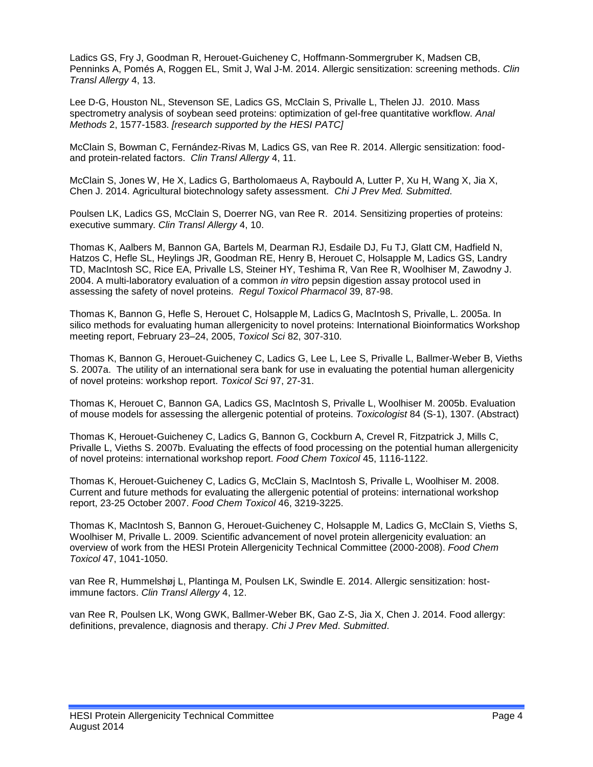Ladics GS, Fry J, Goodman R, Herouet-Guicheney C, Hoffmann-Sommergruber K, Madsen CB, Penninks A, Pomés A, Roggen EL, Smit J, Wal J-M. 2014. Allergic sensitization: screening methods. *Clin Transl Allergy* 4, 13.

Lee D-G, Houston NL, Stevenson SE, Ladics GS, McClain S, Privalle L, Thelen JJ. 2010. Mass spectrometry analysis of soybean seed proteins: optimization of gel-free quantitative workflow. *Anal Methods* 2, 1577-1583. *[research supported by the HESI PATC]*

McClain S, Bowman C, Fernández-Rivas M, Ladics GS, van Ree R. 2014. Allergic sensitization: food- and protein-related factors. *Clin Transl Allergy* 4, 11.

McClain S, Jones W, He X, Ladics G, Bartholomaeus A, Raybould A, Lutter P, Xu H, Wang X, Jia X, Chen J. 2014. Agricultural biotechnology safety assessment. *Chi J Prev Med. Submitted.*

Poulsen LK, Ladics GS, McClain S, Doerrer NG, van Ree R. 2014. Sensitizing properties of proteins: executive summary. *Clin Transl Allergy* 4, 10.

Thomas K, Aalbers M, Bannon GA, Bartels M, Dearman RJ, Esdaile DJ, Fu TJ, Glatt CM, Hadfield N, Hatzos C, Hefle SL, Heylings JR, Goodman RE, Henry B, Herouet C, Holsapple M, Ladics GS, Landry TD, MacIntosh SC, Rice EA, Privalle LS, Steiner HY, Teshima R, Van Ree R, Woolhiser M, Zawodny J. 2004. A multi-laboratory evaluation of a common *in vitro* pepsin digestion assay protocol used in assessing the safety of novel proteins. *Regul Toxicol Pharmacol* 39, 87-98.

Thomas K, Bannon G, Hefle S, Herouet C, Holsapple M, Ladics G, MacIntosh S, Privalle, L. 2005a. In silico methods for evaluating human allergenicity to novel proteins: International Bioinformatics Workshop meeting report, February 23–24, 2005, *Toxicol Sci* 82, 307-310.

Thomas K, Bannon G, Herouet-Guicheney C, Ladics G, Lee L, Lee S, Privalle L, Ballmer-Weber B, Vieths S. 2007a. The utility of an international sera bank for use in evaluating the potential human allergenicity of novel proteins: workshop report. *Toxicol Sci* 97, 27-31.

Thomas K, Herouet C, Bannon GA, Ladics GS, MacIntosh S, Privalle L, Woolhiser M. 2005b. Evaluation of mouse models for assessing the allergenic potential of proteins. *Toxicologist* 84 (S-1), 1307. (Abstract)

Thomas K, Herouet-Guicheney C, Ladics G, Bannon G, Cockburn A, Crevel R, Fitzpatrick J, Mills C, Privalle L, Vieths S. 2007b. Evaluating the effects of food processing on the potential human allergenicity of novel proteins: international workshop report. *Food Chem Toxicol* 45, 1116-1122.

Thomas K, Herouet-Guicheney C, Ladics G, McClain S, MacIntosh S, Privalle L, Woolhiser M. 2008. Current and future methods for evaluating the allergenic potential of proteins: international workshop report, 23-25 October 2007. *Food Chem Toxicol* 46, 3219-3225.

Thomas K, MacIntosh S, Bannon G, Herouet-Guicheney C, Holsapple M, Ladics G, McClain S, Vieths S, Woolhiser M, Privalle L. 2009. Scientific advancement of novel protein allergenicity evaluation: an overview of work from the HESI Protein Allergenicity Technical Committee (2000-2008). *Food Chem Toxicol* 47, 1041-1050.

van Ree R, Hummelshøj L, Plantinga M, Poulsen LK, Swindle E. 2014. Allergic sensitization: host-immune factors. *Clin Transl Allergy* 4, 12.

van Ree R, Poulsen LK, Wong GWK, Ballmer-Weber BK, Gao Z-S, Jia X, Chen J. 2014. Food allergy: definitions, prevalence, diagnosis and therapy. *Chi J Prev Med*. *Submitted*.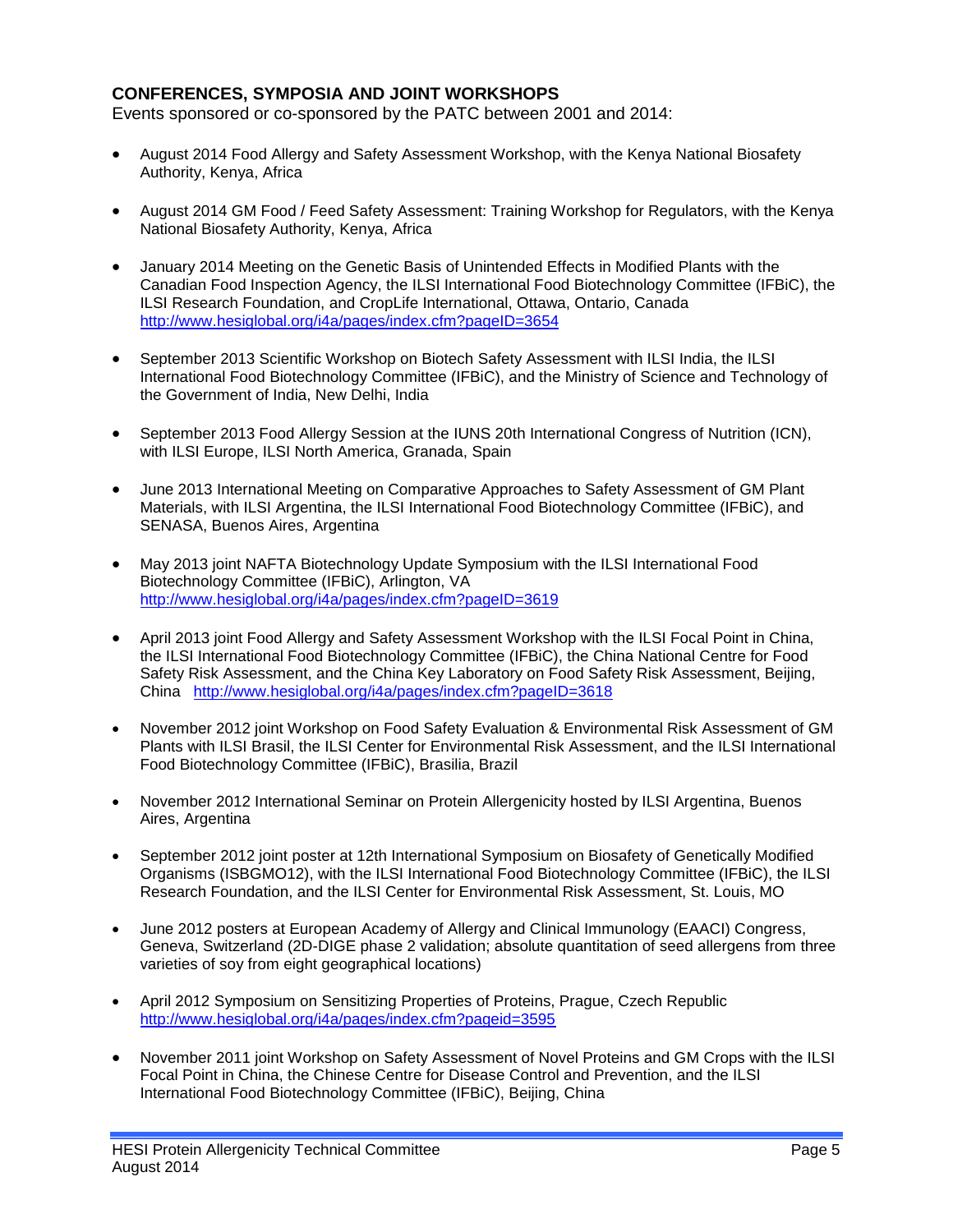## CONFERENCES, SYMPOSIA AND JOINT WORKSHOPS

Events sponsored or co-sponsored by the PATC between 2001 and 2014:

- August 2014 Food Allergy and Safety Assessment Workshop, with the Kenya National Biosafety Authority, Kenya, Africa
- August 2014 GM Food / Feed Safety Assessment: Training Workshop for Regulators, with the Kenya National Biosafety Authority, Kenya, Africa
- January 2014 Meeting on the Genetic Basis of Unintended Effects in Modified Plants with the Canadian Food Inspection Agency, the ILSI International Food Biotechnology Committee (IFBiC), the ILSI Research Foundation, and CropLife International, Ottawa, Ontario, Canada http://www.hesiglobal.org/i4a/pages/index.cfm?pageID=3654
- September 2013 Scientific Workshop on Biotech Safety Assessment with ILSI India, the ILSI International Food Biotechnology Committee (IFBiC), and the Ministry of Science and Technology of the Government of India, New Delhi, India
- September 2013 Food Allergy Session at the IUNS 20th International Congress of Nutrition (ICN), with ILSI Europe, ILSI North America, Granada, Spain
- June 2013 International Meeting on Comparative Approaches to Safety Assessment of GM Plant Materials, with ILSI Argentina, the ILSI International Food Biotechnology Committee (IFBiC), and SENASA, Buenos Aires, Argentina
- May 2013 joint NAFTA Biotechnology Update Symposium with the ILSI International Food Biotechnology Committee (IFBiC), Arlington, VA http://www.hesiglobal.org/i4a/pages/index.cfm?pageID=3619
- April 2013 joint Food Allergy and Safety Assessment Workshop with the ILSI Focal Point in China, the ILSI International Food Biotechnology Committee (IFBiC), the China National Centre for Food Safety Risk Assessment, and the China Key Laboratory on Food Safety Risk Assessment, Beijing, China http://www.hesiglobal.org/i4a/pages/index.cfm?pageID=3618
- November 2012 joint Workshop on Food Safety Evaluation & Environmental Risk Assessment of GM Plants with ILSI Brasil, the ILSI Center for Environmental Risk Assessment, and the ILSI International Food Biotechnology Committee (IFBiC), Brasilia, Brazil
- November 2012 International Seminar on Protein Allergenicity hosted by ILSI Argentina, Buenos Aires, Argentina
- September 2012 joint poster at 12th International Symposium on Biosafety of Genetically Modified Organisms (ISBGMO12), with the ILSI International Food Biotechnology Committee (IFBiC), the ILSI Research Foundation, and the ILSI Center for Environmental Risk Assessment, St. Louis, MO
- June 2012 posters at European Academy of Allergy and Clinical Immunology (EAACI) Congress, Geneva, Switzerland (2D-DIGE phase 2 validation; absolute quantitation of seed allergens from three varieties of soy from eight geographical locations)
- April 2012 Symposium on Sensitizing Properties of Proteins, Prague, Czech Republic http://www.hesiglobal.org/i4a/pages/index.cfm?pageid=3595
- November 2011 joint Workshop on Safety Assessment of Novel Proteins and GM Crops with the ILSI Focal Point in China, the Chinese Centre for Disease Control and Prevention, and the ILSI International Food Biotechnology Committee (IFBiC), Beijing, China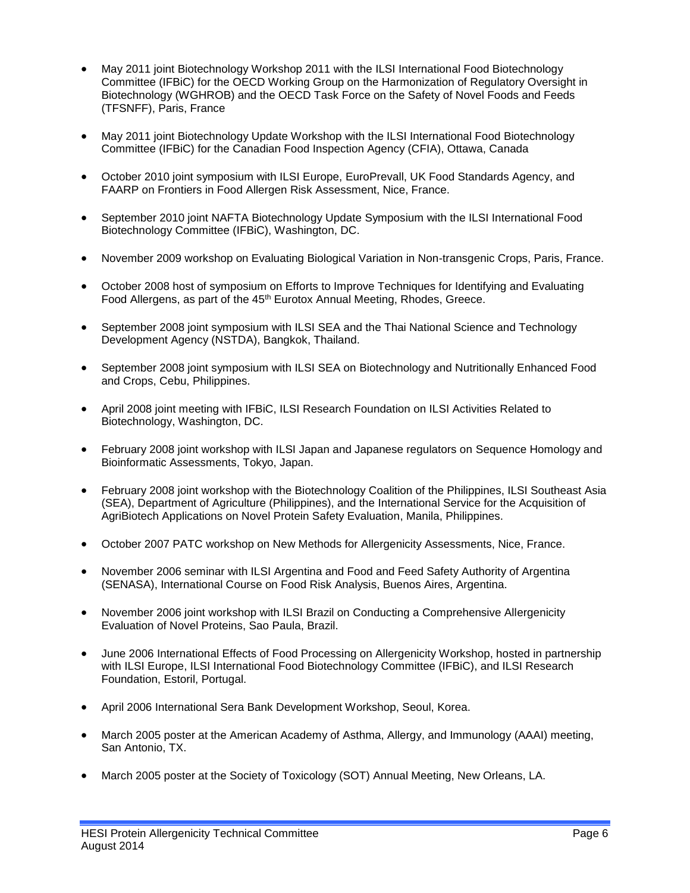- May 2011 joint Biotechnology Workshop 2011 with the ILSI International Food Biotechnology Committee (IFBiC) for the OECD Working Group on the Harmonization of Regulatory Oversight in Biotechnology (WGHROB) and the OECD Task Force on the Safety of Novel Foods and Feeds (TFSNFF), Paris, France

- May 2011 joint Biotechnology Update Workshop with the ILSI International Food Biotechnology Committee (IFBiC) for the Canadian Food Inspection Agency (CFIA), Ottawa, Canada

- October 2010 joint symposium with ILSI Europe, EuroPrevall, UK Food Standards Agency, and FAARP on Frontiers in Food Allergen Risk Assessment, Nice, France.

- September 2010 joint NAFTA Biotechnology Update Symposium with the ILSI International Food Biotechnology Committee (IFBiC), Washington, DC.

- November 2009 workshop on Evaluating Biological Variation in Non-transgenic Crops, Paris, France.

- October 2008 host of symposium on Efforts to Improve Techniques for Identifying and Evaluating Food Allergens, as part of the 45th Eurotox Annual Meeting, Rhodes, Greece.

- September 2008 joint symposium with ILSI SEA and the Thai National Science and Technology Development Agency (NSTDA), Bangkok, Thailand.

- September 2008 joint symposium with ILSI SEA on Biotechnology and Nutritionally Enhanced Food and Crops, Cebu, Philippines.

- April 2008 joint meeting with IFBiC, ILSI Research Foundation on ILSI Activities Related to Biotechnology, Washington, DC.

- February 2008 joint workshop with ILSI Japan and Japanese regulators on Sequence Homology and Bioinformatic Assessments, Tokyo, Japan.

- February 2008 joint workshop with the Biotechnology Coalition of the Philippines, ILSI Southeast Asia (SEA), Department of Agriculture (Philippines), and the International Service for the Acquisition of AgriBiotech Applications on Novel Protein Safety Evaluation, Manila, Philippines.

- October 2007 PATC workshop on New Methods for Allergenicity Assessments, Nice, France.

- November 2006 seminar with ILSI Argentina and Food and Feed Safety Authority of Argentina (SENASA), International Course on Food Risk Analysis, Buenos Aires, Argentina.

- November 2006 joint workshop with ILSI Brazil on Conducting a Comprehensive Allergenicity Evaluation of Novel Proteins, Sao Paula, Brazil.

- June 2006 International Effects of Food Processing on Allergenicity Workshop, hosted in partnership with ILSI Europe, ILSI International Food Biotechnology Committee (IFBiC), and ILSI Research Foundation, Estoril, Portugal.

- April 2006 International Sera Bank Development Workshop, Seoul, Korea.

- March 2005 poster at the American Academy of Asthma, Allergy, and Immunology (AAAI) meeting, San Antonio, TX.

- March 2005 poster at the Society of Toxicology (SOT) Annual Meeting, New Orleans, LA.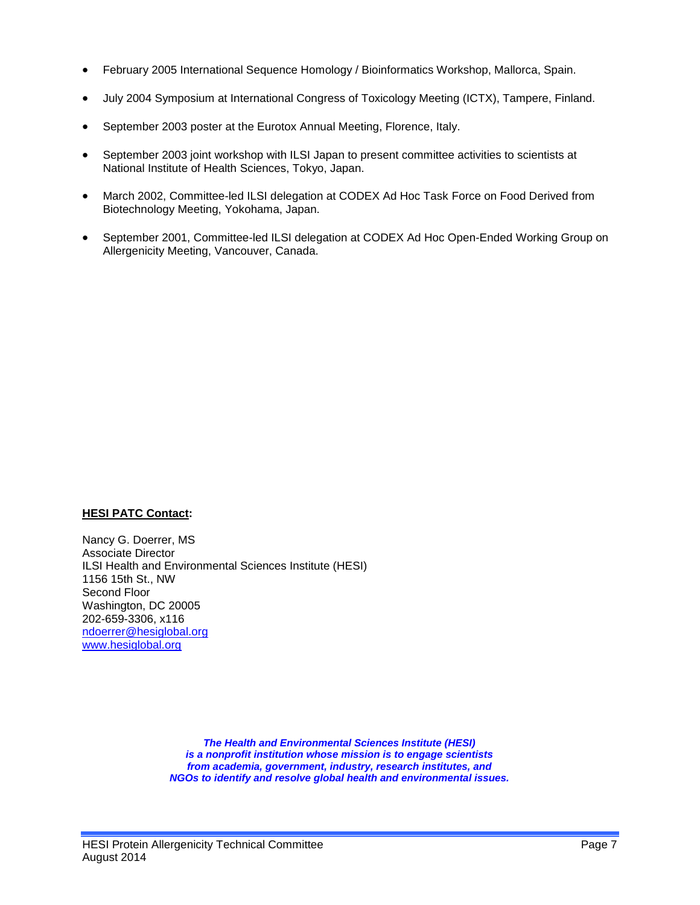- February 2005 International Sequence Homology / Bioinformatics Workshop, Mallorca, Spain.
- July 2004 Symposium at International Congress of Toxicology Meeting (ICTX), Tampere, Finland.
- September 2003 poster at the Eurotox Annual Meeting, Florence, Italy.
- September 2003 joint workshop with ILSI Japan to present committee activities to scientists at National Institute of Health Sciences, Tokyo, Japan.
- March 2002, Committee-led ILSI delegation at CODEX Ad Hoc Task Force on Food Derived from Biotechnology Meeting, Yokohama, Japan.
- September 2001, Committee-led ILSI delegation at CODEX Ad Hoc Open-Ended Working Group on Allergenicity Meeting, Vancouver, Canada.

**HESI PATC Contact:**

Nancy G. Doerrer, MS
Associate Director
ILSI Health and Environmental Sciences Institute (HESI)
1156 15th St., NW
Second Floor
Washington, DC 20005
202-659-3306, x116
ndoerrer@hesiglobal.org
www.hesiglobal.org

***The Health and Environmental Sciences Institute (HESI) is a nonprofit institution whose mission is to engage scientists from academia, government, industry, research institutes, and NGOs to identify and resolve global health and environmental issues.***